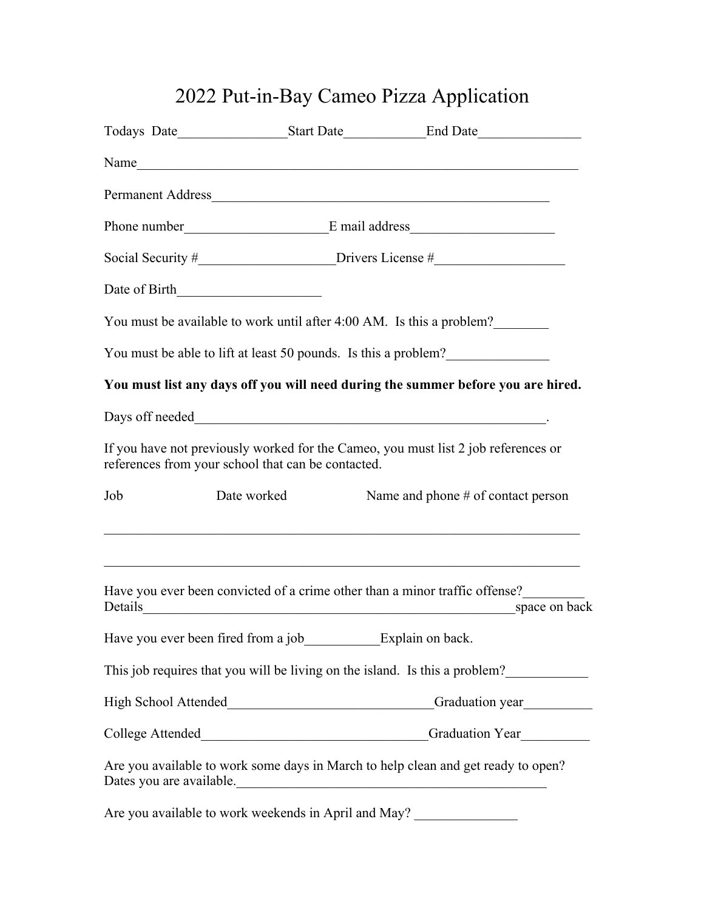# 2022 Put-in-Bay Cameo Pizza Application

Todays Date________________Start Date____________End Date_______________

Name_________________________________________________________________

Permanent Address___________________________________________________

Phone number_____________________E mail address_____________________

Social Security #____________________Drivers License #___________________

Date of Birth_____________________

You must be available to work until after 4:00 AM. Is this a problem?________

You must be able to lift at least 50 pounds. Is this a problem?_______________

**You must list any days off you will need during the summer before you are hired.**

Days off needed______________________________________________________.

If you have not previously worked for the Cameo, you must list 2 job references or references from your school that can be contacted.

| Job | Date worked | Name and phone # of contact person |
|---|---|---|
| | | |
| | | |

Have you ever been convicted of a crime other than a minor traffic offense?_________
Details_________________________________________________________space on back

Have you ever been fired from a job___________Explain on back.

This job requires that you will be living on the island. Is this a problem?____________

High School Attended______________________________Graduation year__________

College Attended_________________________________Graduation Year__________

Are you available to work some days in March to help clean and get ready to open?
Dates you are available.______________________________________________

Are you available to work weekends in April and May? _______________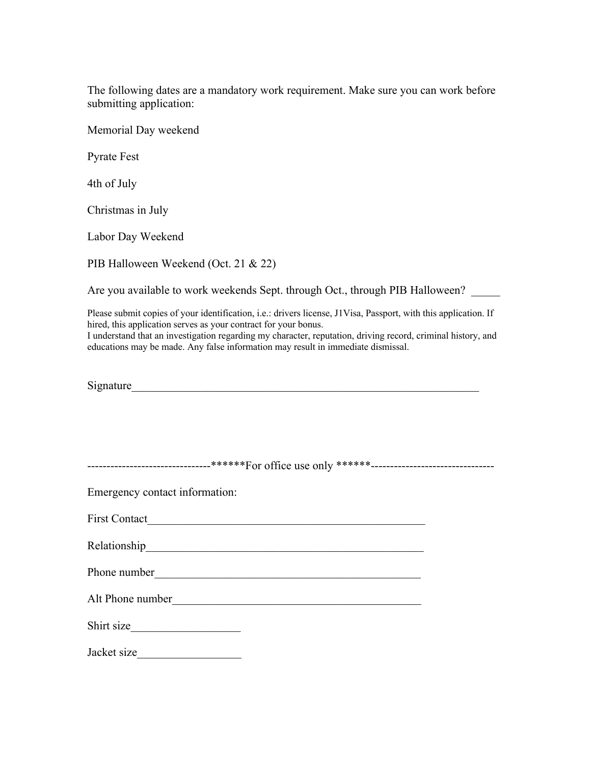The following dates are a mandatory work requirement. Make sure you can work before submitting application:

Memorial Day weekend

Pyrate Fest

4th of July

Christmas in July

Labor Day Weekend

PIB Halloween Weekend (Oct. 21 & 22)

Are you available to work weekends Sept. through Oct., through PIB Halloween? _____

Please submit copies of your identification, i.e.: drivers license, J1Visa, Passport, with this application. If hired, this application serves as your contract for your bonus.
I understand that an investigation regarding my character, reputation, driving record, criminal history, and educations may be made. Any false information may result in immediate dismissal.

Signature_______________________________________________________________

--------------------------------******For office use only ******--------------------------------

Emergency contact information:

First Contact__________________________________________________

Relationship__________________________________________________

Phone number_______________________________________________

Alt Phone number____________________________________________

Shirt size___________________

Jacket size__________________